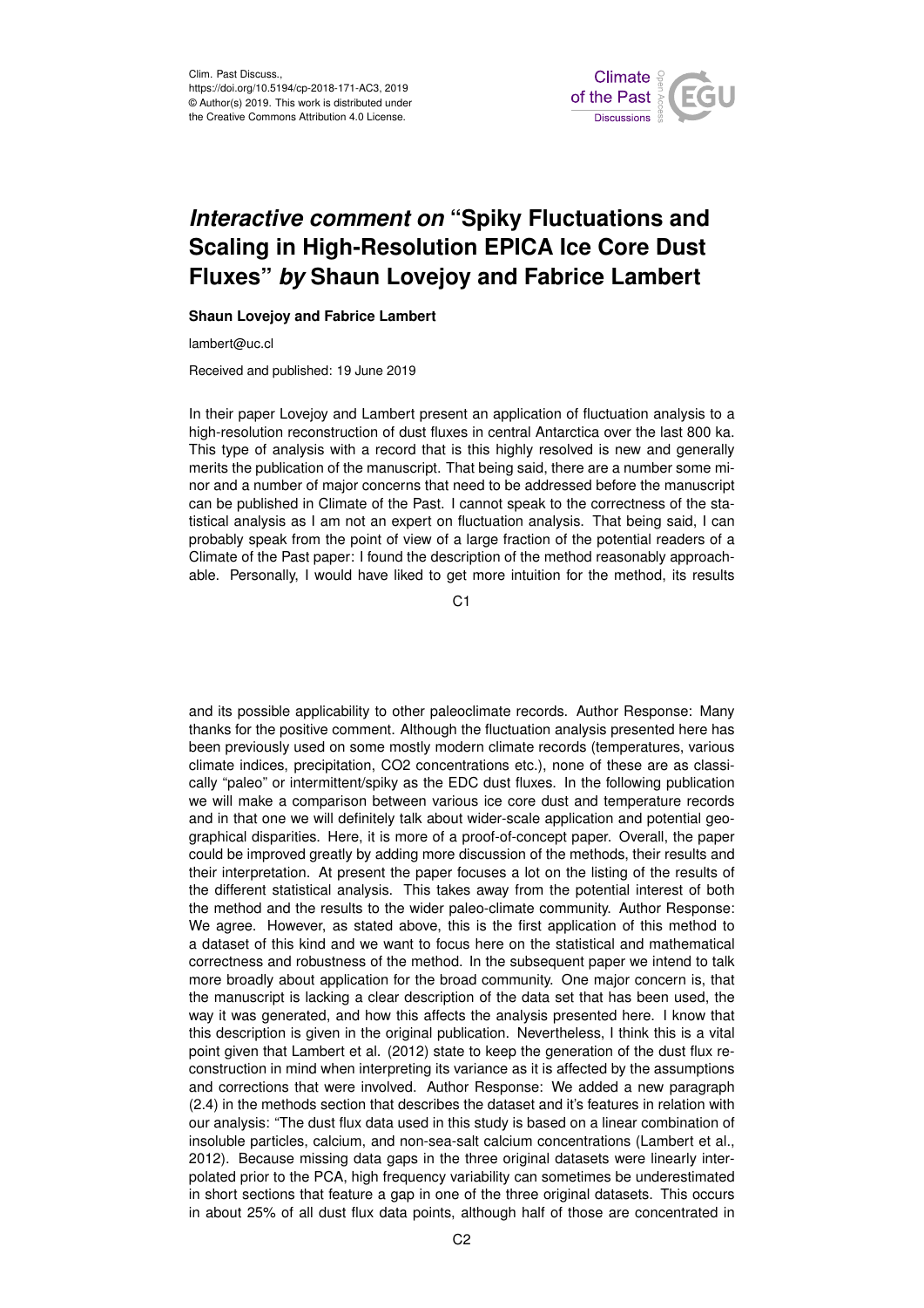Clim. Past Discuss.,
https://doi.org/10.5194/cp-2018-171-AC3, 2019
© Author(s) 2019. This work is distributed under
the Creative Commons Attribution 4.0 License.

# *Interactive comment on* "Spiky Fluctuations and Scaling in High-Resolution EPICA Ice Core Dust Fluxes" *by* Shaun Lovejoy and Fabrice Lambert

**Shaun Lovejoy and Fabrice Lambert**

lambert@uc.cl

Received and published: 19 June 2019

In their paper Lovejoy and Lambert present an application of fluctuation analysis to a high-resolution reconstruction of dust fluxes in central Antarctica over the last 800 ka. This type of analysis with a record that is this highly resolved is new and generally merits the publication of the manuscript. That being said, there are a number some minor and a number of major concerns that need to be addressed before the manuscript can be published in Climate of the Past. I cannot speak to the correctness of the statistical analysis as I am not an expert on fluctuation analysis. That being said, I can probably speak from the point of view of a large fraction of the potential readers of a Climate of the Past paper: I found the description of the method reasonably approachable. Personally, I would have liked to get more intuition for the method, its results and its possible applicability to other paleoclimate records. Author Response: Many thanks for the positive comment. Although the fluctuation analysis presented here has been previously used on some mostly modern climate records (temperatures, various climate indices, precipitation, CO2 concentrations etc.), none of these are as classically "paleo" or intermittent/spiky as the EDC dust fluxes. In the following publication we will make a comparison between various ice core dust and temperature records and in that one we will definitely talk about wider-scale application and potential geographical disparities. Here, it is more of a proof-of-concept paper. Overall, the paper could be improved greatly by adding more discussion of the methods, their results and their interpretation. At present the paper focuses a lot on the listing of the results of the different statistical analysis. This takes away from the potential interest of both the method and the results to the wider paleo-climate community. Author Response: We agree. However, as stated above, this is the first application of this method to a dataset of this kind and we want to focus here on the statistical and mathematical correctness and robustness of the method. In the subsequent paper we intend to talk more broadly about application for the broad community. One major concern is, that the manuscript is lacking a clear description of the data set that has been used, the way it was generated, and how this affects the analysis presented here. I know that this description is given in the original publication. Nevertheless, I think this is a vital point given that Lambert et al. (2012) state to keep the generation of the dust flux reconstruction in mind when interpreting its variance as it is affected by the assumptions and corrections that were involved. Author Response: We added a new paragraph (2.4) in the methods section that describes the dataset and it's features in relation with our analysis: "The dust flux data used in this study is based on a linear combination of insoluble particles, calcium, and non-sea-salt calcium concentrations (Lambert et al., 2012). Because missing data gaps in the three original datasets were linearly interpolated prior to the PCA, high frequency variability can sometimes be underestimated in short sections that feature a gap in one of the three original datasets. This occurs in about 25% of all dust flux data points, although half of those are concentrated in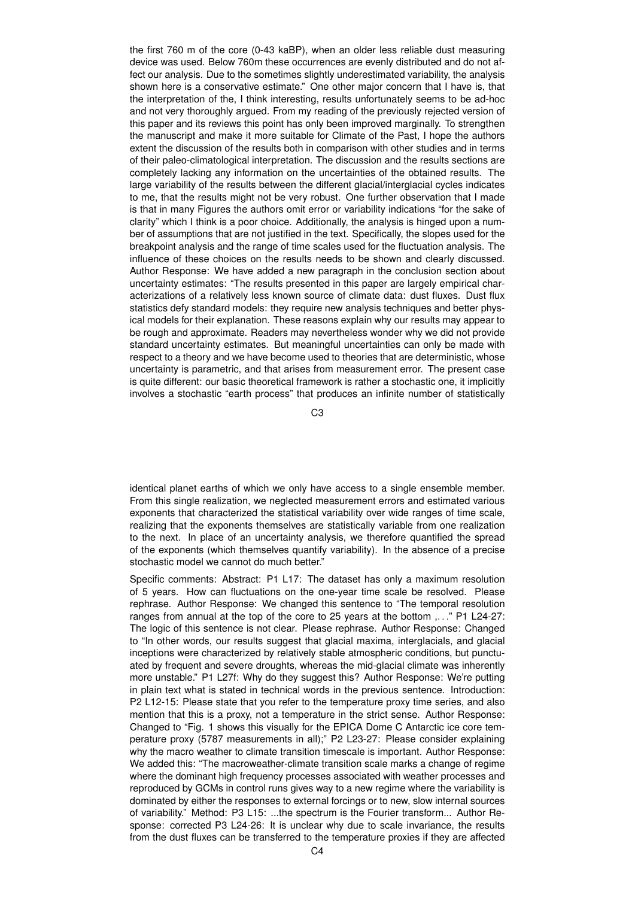the first 760 m of the core (0-43 kaBP), when an older less reliable dust measuring device was used. Below 760m these occurrences are evenly distributed and do not affect our analysis. Due to the sometimes slightly underestimated variability, the analysis shown here is a conservative estimate." One other major concern that I have is, that the interpretation of the, I think interesting, results unfortunately seems to be ad-hoc and not very thoroughly argued. From my reading of the previously rejected version of this paper and its reviews this point has only been improved marginally. To strengthen the manuscript and make it more suitable for Climate of the Past, I hope the authors extent the discussion of the results both in comparison with other studies and in terms of their paleo-climatological interpretation. The discussion and the results sections are completely lacking any information on the uncertainties of the obtained results. The large variability of the results between the different glacial/interglacial cycles indicates to me, that the results might not be very robust. One further observation that I made is that in many Figures the authors omit error or variability indications "for the sake of clarity" which I think is a poor choice. Additionally, the analysis is hinged upon a number of assumptions that are not justified in the text. Specifically, the slopes used for the breakpoint analysis and the range of time scales used for the fluctuation analysis. The influence of these choices on the results needs to be shown and clearly discussed. Author Response: We have added a new paragraph in the conclusion section about uncertainty estimates: "The results presented in this paper are largely empirical characterizations of a relatively less known source of climate data: dust fluxes. Dust flux statistics defy standard models: they require new analysis techniques and better physical models for their explanation. These reasons explain why our results may appear to be rough and approximate. Readers may nevertheless wonder why we did not provide standard uncertainty estimates. But meaningful uncertainties can only be made with respect to a theory and we have become used to theories that are deterministic, whose uncertainty is parametric, and that arises from measurement error. The present case is quite different: our basic theoretical framework is rather a stochastic one, it implicitly involves a stochastic "earth process" that produces an infinite number of statistically identical planet earths of which we only have access to a single ensemble member. From this single realization, we neglected measurement errors and estimated various exponents that characterized the statistical variability over wide ranges of time scale, realizing that the exponents themselves are statistically variable from one realization to the next. In place of an uncertainty analysis, we therefore quantified the spread of the exponents (which themselves quantify variability). In the absence of a precise stochastic model we cannot do much better."

Specific comments: Abstract: P1 L17: The dataset has only a maximum resolution of 5 years. How can fluctuations on the one-year time scale be resolved. Please rephrase. Author Response: We changed this sentence to "The temporal resolution ranges from annual at the top of the core to 25 years at the bottom ,. . ." P1 L24-27: The logic of this sentence is not clear. Please rephrase. Author Response: Changed to "In other words, our results suggest that glacial maxima, interglacials, and glacial inceptions were characterized by relatively stable atmospheric conditions, but punctuated by frequent and severe droughts, whereas the mid-glacial climate was inherently more unstable." P1 L27f: Why do they suggest this? Author Response: We're putting in plain text what is stated in technical words in the previous sentence. Introduction: P2 L12-15: Please state that you refer to the temperature proxy time series, and also mention that this is a proxy, not a temperature in the strict sense. Author Response: Changed to "Fig. 1 shows this visually for the EPICA Dome C Antarctic ice core temperature proxy (5787 measurements in all);" P2 L23-27: Please consider explaining why the macro weather to climate transition timescale is important. Author Response: We added this: "The macroweather-climate transition scale marks a change of regime where the dominant high frequency processes associated with weather processes and reproduced by GCMs in control runs gives way to a new regime where the variability is dominated by either the responses to external forcings or to new, slow internal sources of variability." Method: P3 L15: ...the spectrum is the Fourier transform... Author Response: corrected P3 L24-26: It is unclear why due to scale invariance, the results from the dust fluxes can be transferred to the temperature proxies if they are affected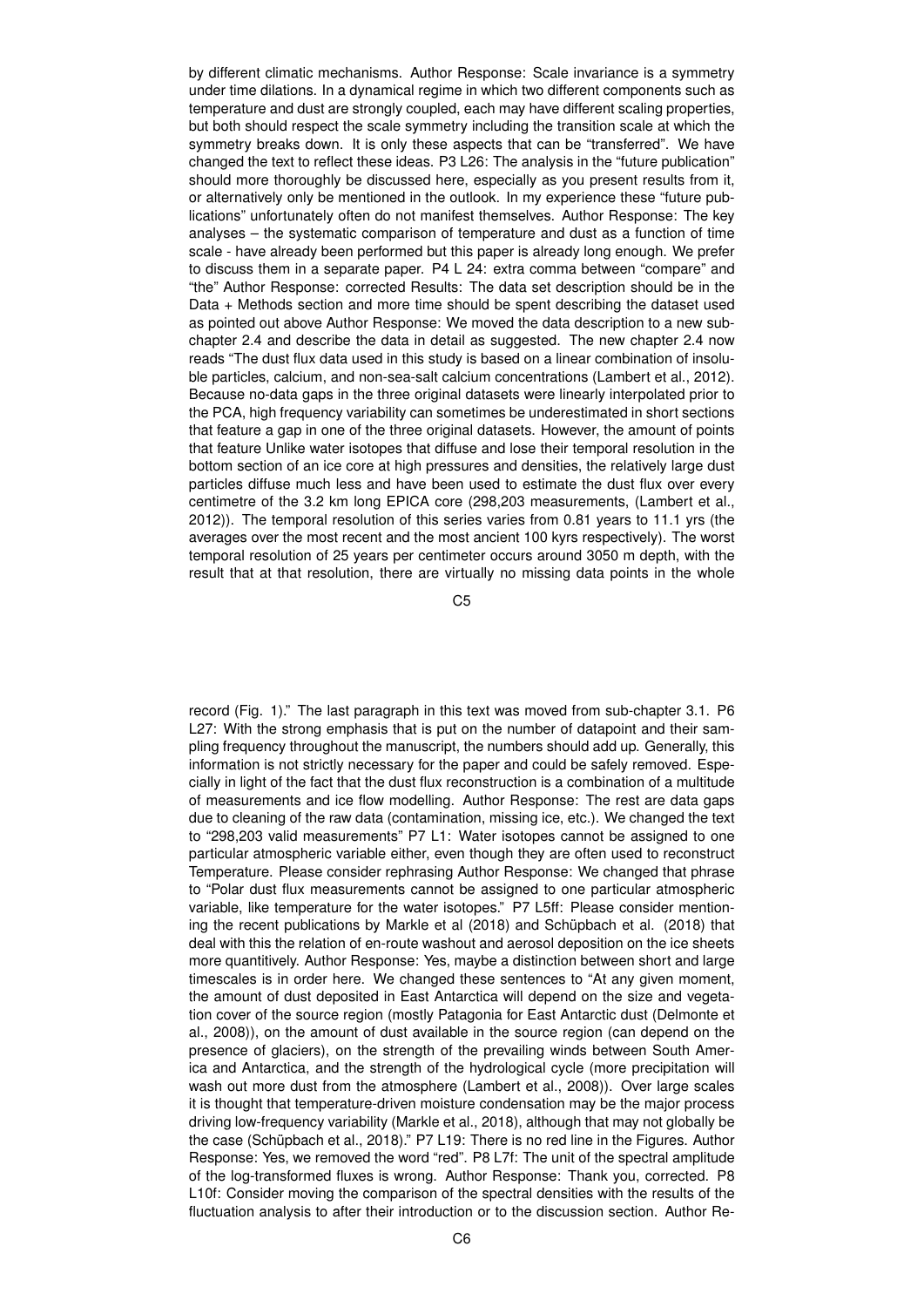by different climatic mechanisms. Author Response: Scale invariance is a symmetry under time dilations. In a dynamical regime in which two different components such as temperature and dust are strongly coupled, each may have different scaling properties, but both should respect the scale symmetry including the transition scale at which the symmetry breaks down. It is only these aspects that can be "transferred". We have changed the text to reflect these ideas. P3 L26: The analysis in the "future publication" should more thoroughly be discussed here, especially as you present results from it, or alternatively only be mentioned in the outlook. In my experience these "future publications" unfortunately often do not manifest themselves. Author Response: The key analyses – the systematic comparison of temperature and dust as a function of time scale - have already been performed but this paper is already long enough. We prefer to discuss them in a separate paper. P4 L 24: extra comma between "compare" and "the" Author Response: corrected Results: The data set description should be in the Data + Methods section and more time should be spent describing the dataset used as pointed out above Author Response: We moved the data description to a new subchapter 2.4 and describe the data in detail as suggested. The new chapter 2.4 now reads "The dust flux data used in this study is based on a linear combination of insoluble particles, calcium, and non-sea-salt calcium concentrations (Lambert et al., 2012). Because no-data gaps in the three original datasets were linearly interpolated prior to the PCA, high frequency variability can sometimes be underestimated in short sections that feature a gap in one of the three original datasets. However, the amount of points that feature Unlike water isotopes that diffuse and lose their temporal resolution in the bottom section of an ice core at high pressures and densities, the relatively large dust particles diffuse much less and have been used to estimate the dust flux over every centimetre of the 3.2 km long EPICA core (298,203 measurements, (Lambert et al., 2012)). The temporal resolution of this series varies from 0.81 years to 11.1 yrs (the averages over the most recent and the most ancient 100 kyrs respectively). The worst temporal resolution of 25 years per centimeter occurs around 3050 m depth, with the result that at that resolution, there are virtually no missing data points in the whole record (Fig. 1)." The last paragraph in this text was moved from sub-chapter 3.1. P6 L27: With the strong emphasis that is put on the number of datapoint and their sampling frequency throughout the manuscript, the numbers should add up. Generally, this information is not strictly necessary for the paper and could be safely removed. Especially in light of the fact that the dust flux reconstruction is a combination of a multitude of measurements and ice flow modelling. Author Response: The rest are data gaps due to cleaning of the raw data (contamination, missing ice, etc.). We changed the text to "298,203 valid measurements" P7 L1: Water isotopes cannot be assigned to one particular atmospheric variable either, even though they are often used to reconstruct Temperature. Please consider rephrasing Author Response: We changed that phrase to "Polar dust flux measurements cannot be assigned to one particular atmospheric variable, like temperature for the water isotopes." P7 L5ff: Please consider mentioning the recent publications by Markle et al (2018) and Schüpbach et al. (2018) that deal with this the relation of en-route washout and aerosol deposition on the ice sheets more quantitively. Author Response: Yes, maybe a distinction between short and large timescales is in order here. We changed these sentences to "At any given moment, the amount of dust deposited in East Antarctica will depend on the size and vegetation cover of the source region (mostly Patagonia for East Antarctic dust (Delmonte et al., 2008)), on the amount of dust available in the source region (can depend on the presence of glaciers), on the strength of the prevailing winds between South America and Antarctica, and the strength of the hydrological cycle (more precipitation will wash out more dust from the atmosphere (Lambert et al., 2008)). Over large scales it is thought that temperature-driven moisture condensation may be the major process driving low-frequency variability (Markle et al., 2018), although that may not globally be the case (Schüpbach et al., 2018)." P7 L19: There is no red line in the Figures. Author Response: Yes, we removed the word "red". P8 L7f: The unit of the spectral amplitude of the log-transformed fluxes is wrong. Author Response: Thank you, corrected. P8 L10f: Consider moving the comparison of the spectral densities with the results of the fluctuation analysis to after their introduction or to the discussion section. Author Re-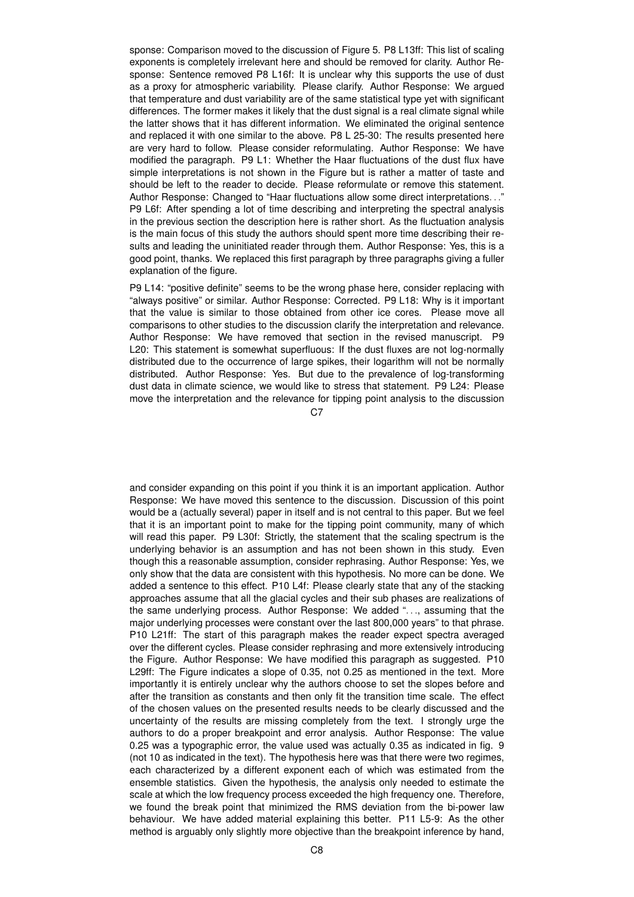sponse: Comparison moved to the discussion of Figure 5. P8 L13ff: This list of scaling exponents is completely irrelevant here and should be removed for clarity. Author Response: Sentence removed P8 L16f: It is unclear why this supports the use of dust as a proxy for atmospheric variability. Please clarify. Author Response: We argued that temperature and dust variability are of the same statistical type yet with significant differences. The former makes it likely that the dust signal is a real climate signal while the latter shows that it has different information. We eliminated the original sentence and replaced it with one similar to the above. P8 L 25-30: The results presented here are very hard to follow. Please consider reformulating. Author Response: We have modified the paragraph. P9 L1: Whether the Haar fluctuations of the dust flux have simple interpretations is not shown in the Figure but is rather a matter of taste and should be left to the reader to decide. Please reformulate or remove this statement. Author Response: Changed to "Haar fluctuations allow some direct interpretations. . ." P9 L6f: After spending a lot of time describing and interpreting the spectral analysis in the previous section the description here is rather short. As the fluctuation analysis is the main focus of this study the authors should spent more time describing their results and leading the uninitiated reader through them. Author Response: Yes, this is a good point, thanks. We replaced this first paragraph by three paragraphs giving a fuller explanation of the figure.

P9 L14: "positive definite" seems to be the wrong phase here, consider replacing with "always positive" or similar. Author Response: Corrected. P9 L18: Why is it important that the value is similar to those obtained from other ice cores. Please move all comparisons to other studies to the discussion clarify the interpretation and relevance. Author Response: We have removed that section in the revised manuscript. P9 L20: This statement is somewhat superfluous: If the dust fluxes are not log-normally distributed due to the occurrence of large spikes, their logarithm will not be normally distributed. Author Response: Yes. But due to the prevalence of log-transforming dust data in climate science, we would like to stress that statement. P9 L24: Please move the interpretation and the relevance for tipping point analysis to the discussion and consider expanding on this point if you think it is an important application. Author Response: We have moved this sentence to the discussion. Discussion of this point would be a (actually several) paper in itself and is not central to this paper. But we feel that it is an important point to make for the tipping point community, many of which will read this paper. P9 L30f: Strictly, the statement that the scaling spectrum is the underlying behavior is an assumption and has not been shown in this study. Even though this a reasonable assumption, consider rephrasing. Author Response: Yes, we only show that the data are consistent with this hypothesis. No more can be done. We added a sentence to this effect. P10 L4f: Please clearly state that any of the stacking approaches assume that all the glacial cycles and their sub phases are realizations of the same underlying process. Author Response: We added ". . ., assuming that the major underlying processes were constant over the last 800,000 years" to that phrase. P10 L21ff: The start of this paragraph makes the reader expect spectra averaged over the different cycles. Please consider rephrasing and more extensively introducing the Figure. Author Response: We have modified this paragraph as suggested. P10 L29ff: The Figure indicates a slope of 0.35, not 0.25 as mentioned in the text. More importantly it is entirely unclear why the authors choose to set the slopes before and after the transition as constants and then only fit the transition time scale. The effect of the chosen values on the presented results needs to be clearly discussed and the uncertainty of the results are missing completely from the text. I strongly urge the authors to do a proper breakpoint and error analysis. Author Response: The value 0.25 was a typographic error, the value used was actually 0.35 as indicated in fig. 9 (not 10 as indicated in the text). The hypothesis here was that there were two regimes, each characterized by a different exponent each of which was estimated from the ensemble statistics. Given the hypothesis, the analysis only needed to estimate the scale at which the low frequency process exceeded the high frequency one. Therefore, we found the break point that minimized the RMS deviation from the bi-power law behaviour. We have added material explaining this better. P11 L5-9: As the other method is arguably only slightly more objective than the breakpoint inference by hand,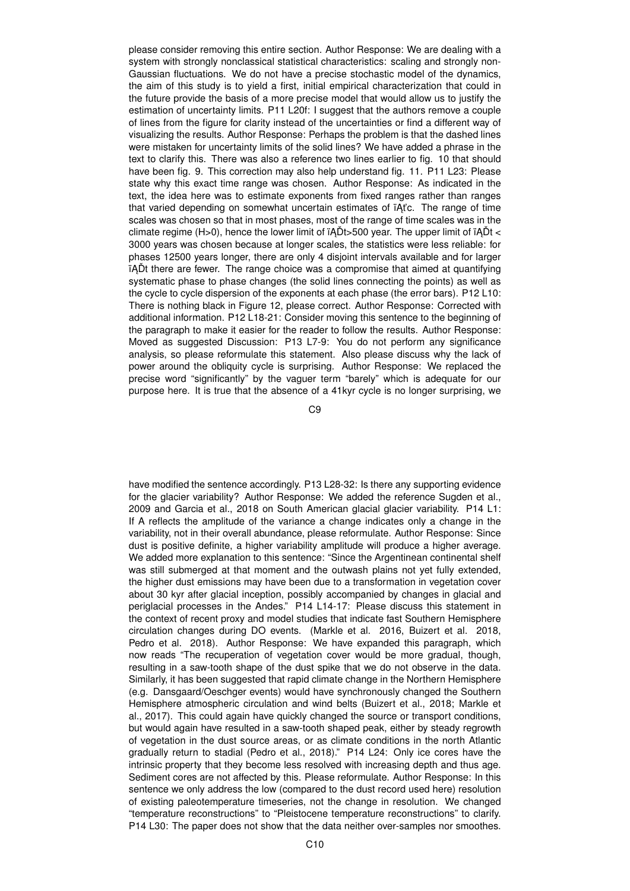please consider removing this entire section. Author Response: We are dealing with a system with strongly nonclassical statistical characteristics: scaling and strongly non-Gaussian fluctuations. We do not have a precise stochastic model of the dynamics, the aim of this study is to yield a first, initial empirical characterization that could in the future provide the basis of a more precise model that would allow us to justify the estimation of uncertainty limits. P11 L20f: I suggest that the authors remove a couple of lines from the figure for clarity instead of the uncertainties or find a different way of visualizing the results. Author Response: Perhaps the problem is that the dashed lines were mistaken for uncertainty limits of the solid lines? We have added a phrase in the text to clarify this. There was also a reference two lines earlier to fig. 10 that should have been fig. 9. This correction may also help understand fig. 11. P11 L23: Please state why this exact time range was chosen. Author Response: As indicated in the text, the idea here was to estimate exponents from fixed ranges rather than ranges that varied depending on somewhat uncertain estimates of ïĄťc. The range of time scales was chosen so that in most phases, most of the range of time scales was in the climate regime (H>0), hence the lower limit of ïĄĎt>500 year. The upper limit of ïĄĎt < 3000 years was chosen because at longer scales, the statistics were less reliable: for phases 12500 years longer, there are only 4 disjoint intervals available and for larger ïĄĎt there are fewer. The range choice was a compromise that aimed at quantifying systematic phase to phase changes (the solid lines connecting the points) as well as the cycle to cycle dispersion of the exponents at each phase (the error bars). P12 L10: There is nothing black in Figure 12, please correct. Author Response: Corrected with additional information. P12 L18-21: Consider moving this sentence to the beginning of the paragraph to make it easier for the reader to follow the results. Author Response: Moved as suggested Discussion: P13 L7-9: You do not perform any significance analysis, so please reformulate this statement. Also please discuss why the lack of power around the obliquity cycle is surprising. Author Response: We replaced the precise word "significantly" by the vaguer term "barely" which is adequate for our purpose here. It is true that the absence of a 41kyr cycle is no longer surprising, we have modified the sentence accordingly. P13 L28-32: Is there any supporting evidence for the glacier variability? Author Response: We added the reference Sugden et al., 2009 and Garcia et al., 2018 on South American glacial glacier variability. P14 L1: If A reflects the amplitude of the variance a change indicates only a change in the variability, not in their overall abundance, please reformulate. Author Response: Since dust is positive definite, a higher variability amplitude will produce a higher average. We added more explanation to this sentence: "Since the Argentinean continental shelf was still submerged at that moment and the outwash plains not yet fully extended, the higher dust emissions may have been due to a transformation in vegetation cover about 30 kyr after glacial inception, possibly accompanied by changes in glacial and periglacial processes in the Andes." P14 L14-17: Please discuss this statement in the context of recent proxy and model studies that indicate fast Southern Hemisphere circulation changes during DO events. (Markle et al. 2016, Buizert et al. 2018, Pedro et al. 2018). Author Response: We have expanded this paragraph, which now reads "The recuperation of vegetation cover would be more gradual, though, resulting in a saw-tooth shape of the dust spike that we do not observe in the data. Similarly, it has been suggested that rapid climate change in the Northern Hemisphere (e.g. Dansgaard/Oeschger events) would have synchronously changed the Southern Hemisphere atmospheric circulation and wind belts (Buizert et al., 2018; Markle et al., 2017). This could again have quickly changed the source or transport conditions, but would again have resulted in a saw-tooth shaped peak, either by steady regrowth of vegetation in the dust source areas, or as climate conditions in the north Atlantic gradually return to stadial (Pedro et al., 2018)." P14 L24: Only ice cores have the intrinsic property that they become less resolved with increasing depth and thus age. Sediment cores are not affected by this. Please reformulate. Author Response: In this sentence we only address the low (compared to the dust record used here) resolution of existing paleotemperature timeseries, not the change in resolution. We changed "temperature reconstructions" to "Pleistocene temperature reconstructions" to clarify. P14 L30: The paper does not show that the data neither over-samples nor smoothes.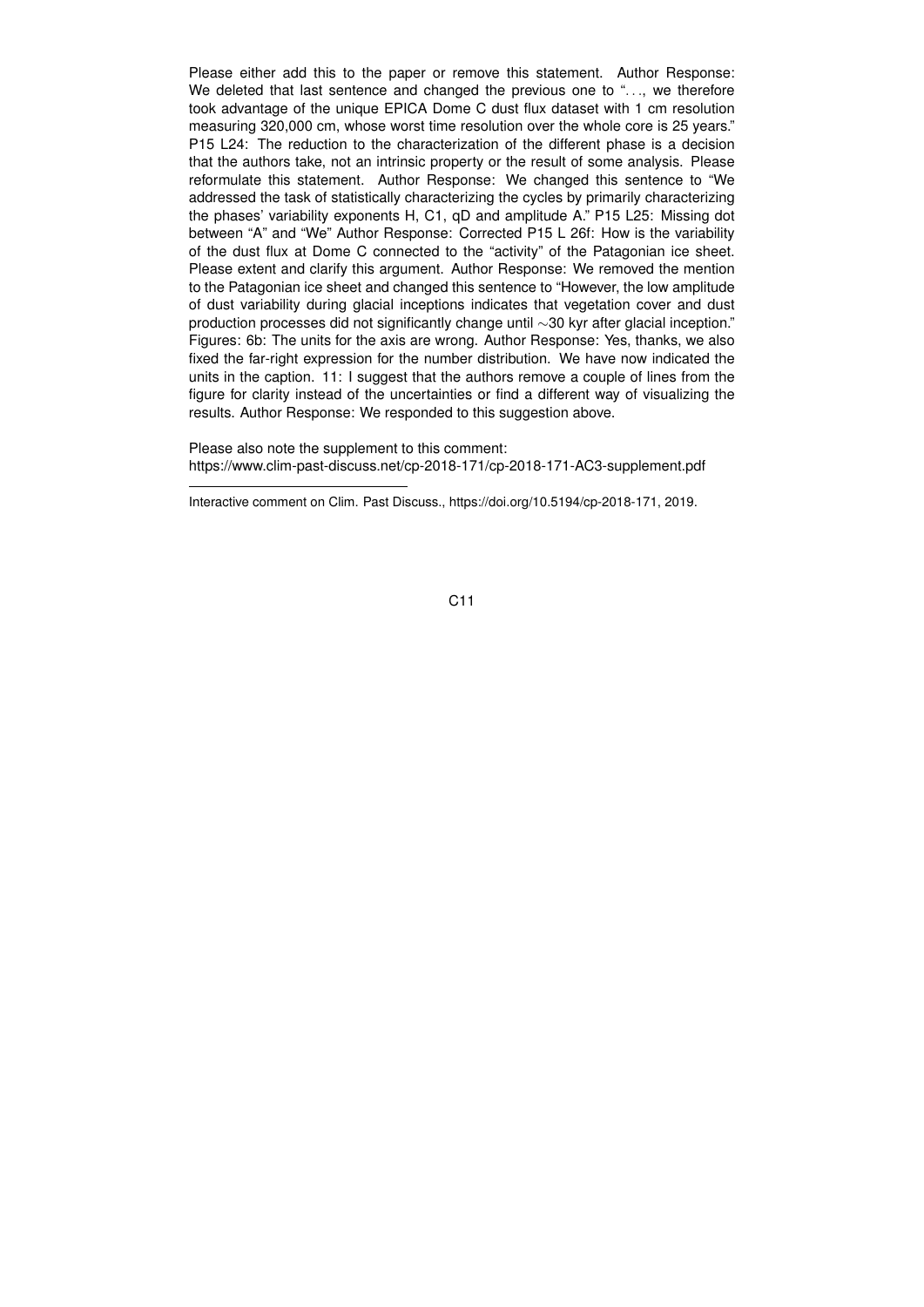Please either add this to the paper or remove this statement. Author Response: We deleted that last sentence and changed the previous one to "..., we therefore took advantage of the unique EPICA Dome C dust flux dataset with 1 cm resolution measuring 320,000 cm, whose worst time resolution over the whole core is 25 years." P15 L24: The reduction to the characterization of the different phase is a decision that the authors take, not an intrinsic property or the result of some analysis. Please reformulate this statement. Author Response: We changed this sentence to "We addressed the task of statistically characterizing the cycles by primarily characterizing the phases' variability exponents H, C1, qD and amplitude A." P15 L25: Missing dot between "A" and "We" Author Response: Corrected P15 L 26f: How is the variability of the dust flux at Dome C connected to the "activity" of the Patagonian ice sheet. Please extent and clarify this argument. Author Response: We removed the mention to the Patagonian ice sheet and changed this sentence to "However, the low amplitude of dust variability during glacial inceptions indicates that vegetation cover and dust production processes did not significantly change until $\sim$30 kyr after glacial inception." Figures: 6b: The units for the axis are wrong. Author Response: Yes, thanks, we also fixed the far-right expression for the number distribution. We have now indicated the units in the caption. 11: I suggest that the authors remove a couple of lines from the figure for clarity instead of the uncertainties or find a different way of visualizing the results. Author Response: We responded to this suggestion above.

Please also note the supplement to this comment:
https://www.clim-past-discuss.net/cp-2018-171/cp-2018-171-AC3-supplement.pdf

---

Interactive comment on Clim. Past Discuss., https://doi.org/10.5194/cp-2018-171, 2019.